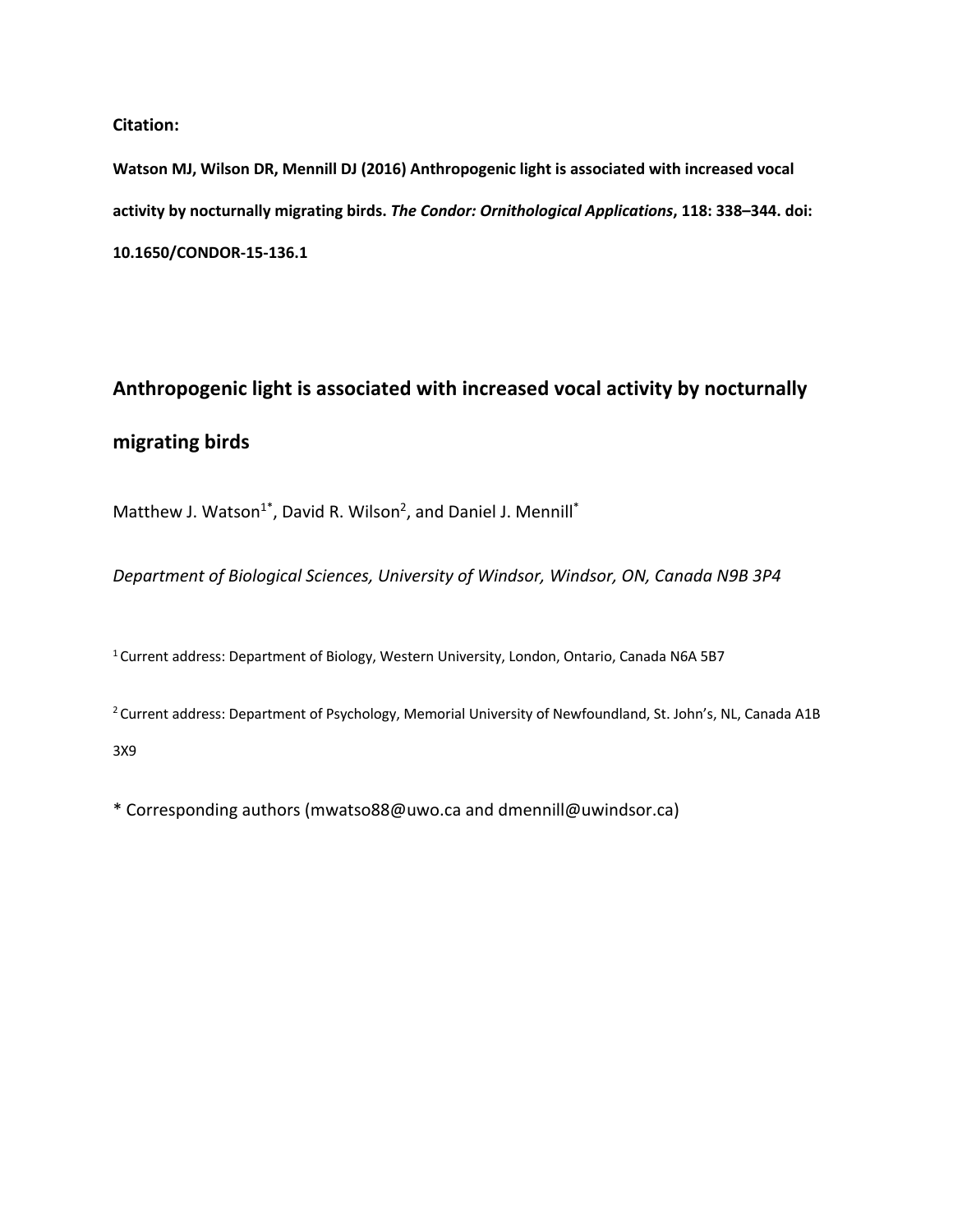**Citation:**

**Watson MJ, Wilson DR, Mennill DJ (2016) Anthropogenic light is associated with increased vocal activity by nocturnally migrating birds. *The Condor: Ornithological Applications*, 118: 338–344. doi: 10.1650/CONDOR-15-136.1**

# Anthropogenic light is associated with increased vocal activity by nocturnally migrating birds

Matthew J. Watson[1*], David R. Wilson[2], and Daniel J. Mennill[*]

*Department of Biological Sciences, University of Windsor, Windsor, ON, Canada N9B 3P4*

[1] Current address: Department of Biology, Western University, London, Ontario, Canada N6A 5B7

[2] Current address: Department of Psychology, Memorial University of Newfoundland, St. John's, NL, Canada A1B 3X9

* Corresponding authors (mwatso88@uwo.ca and dmennill@uwindsor.ca)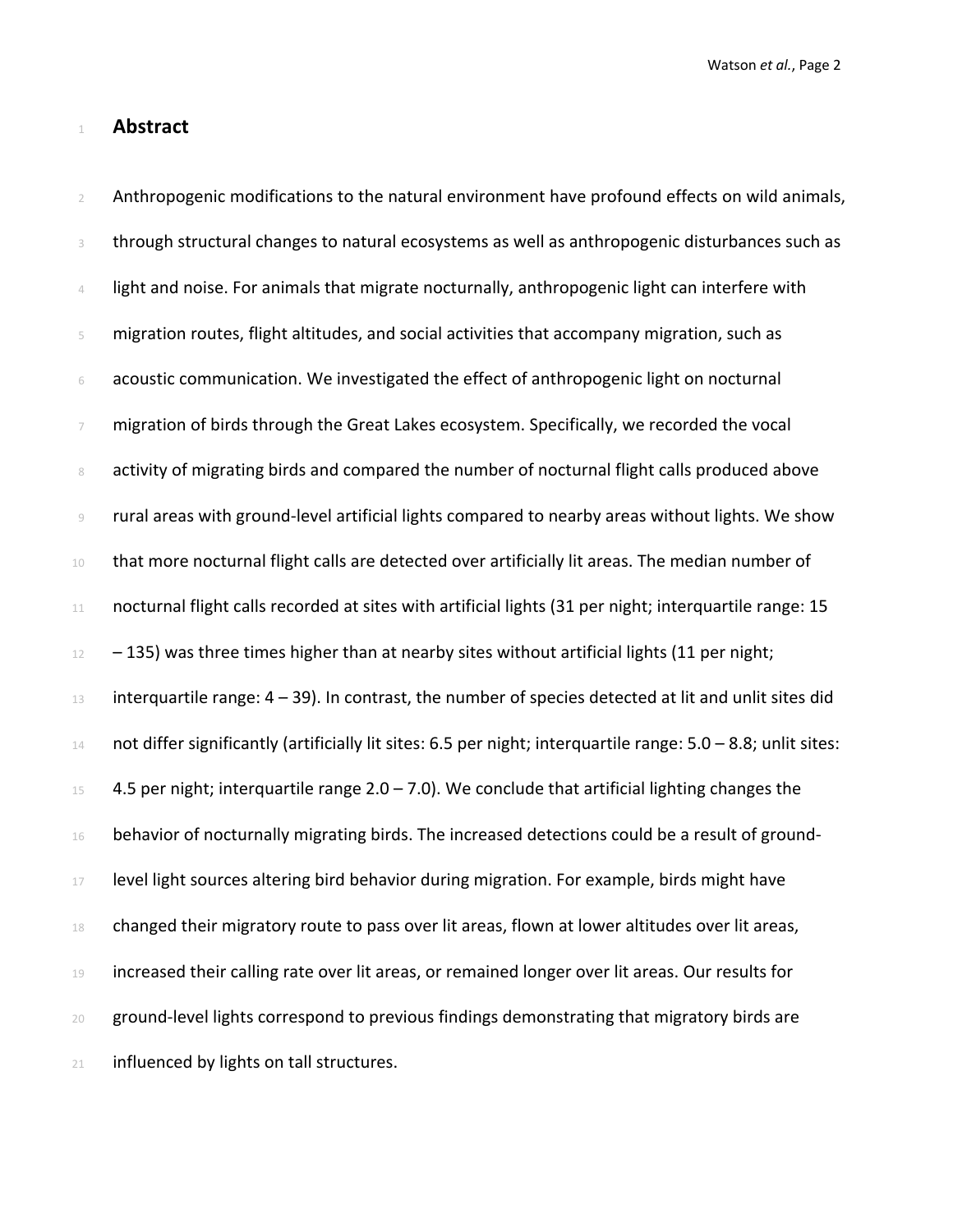## Abstract

Anthropogenic modifications to the natural environment have profound effects on wild animals, through structural changes to natural ecosystems as well as anthropogenic disturbances such as light and noise. For animals that migrate nocturnally, anthropogenic light can interfere with migration routes, flight altitudes, and social activities that accompany migration, such as acoustic communication. We investigated the effect of anthropogenic light on nocturnal migration of birds through the Great Lakes ecosystem. Specifically, we recorded the vocal activity of migrating birds and compared the number of nocturnal flight calls produced above rural areas with ground-level artificial lights compared to nearby areas without lights. We show that more nocturnal flight calls are detected over artificially lit areas. The median number of nocturnal flight calls recorded at sites with artificial lights (31 per night; interquartile range: 15 – 135) was three times higher than at nearby sites without artificial lights (11 per night; interquartile range: 4 – 39). In contrast, the number of species detected at lit and unlit sites did not differ significantly (artificially lit sites: 6.5 per night; interquartile range: 5.0 – 8.8; unlit sites: 4.5 per night; interquartile range 2.0 – 7.0). We conclude that artificial lighting changes the behavior of nocturnally migrating birds. The increased detections could be a result of ground-level light sources altering bird behavior during migration. For example, birds might have changed their migratory route to pass over lit areas, flown at lower altitudes over lit areas, increased their calling rate over lit areas, or remained longer over lit areas. Our results for ground-level lights correspond to previous findings demonstrating that migratory birds are influenced by lights on tall structures.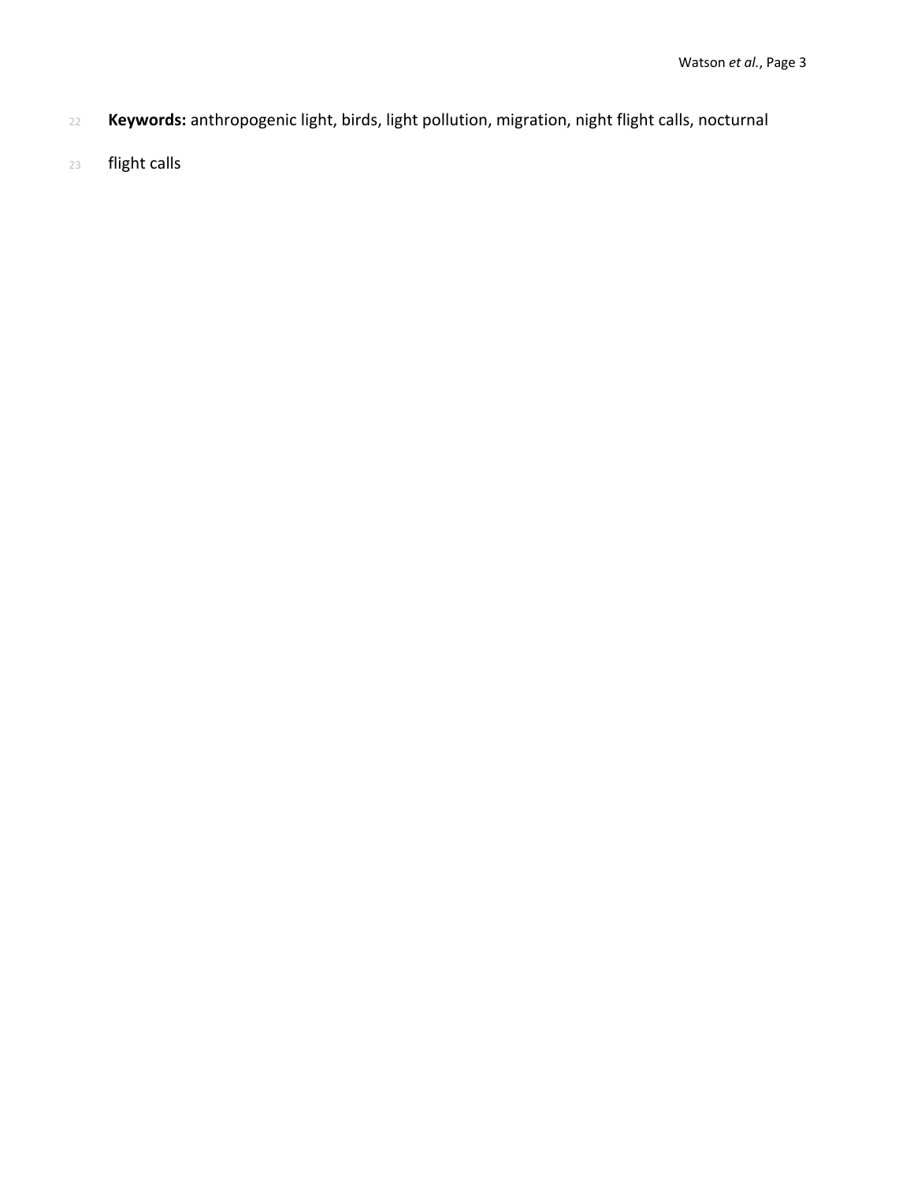**Keywords:** anthropogenic light, birds, light pollution, migration, night flight calls, nocturnal flight calls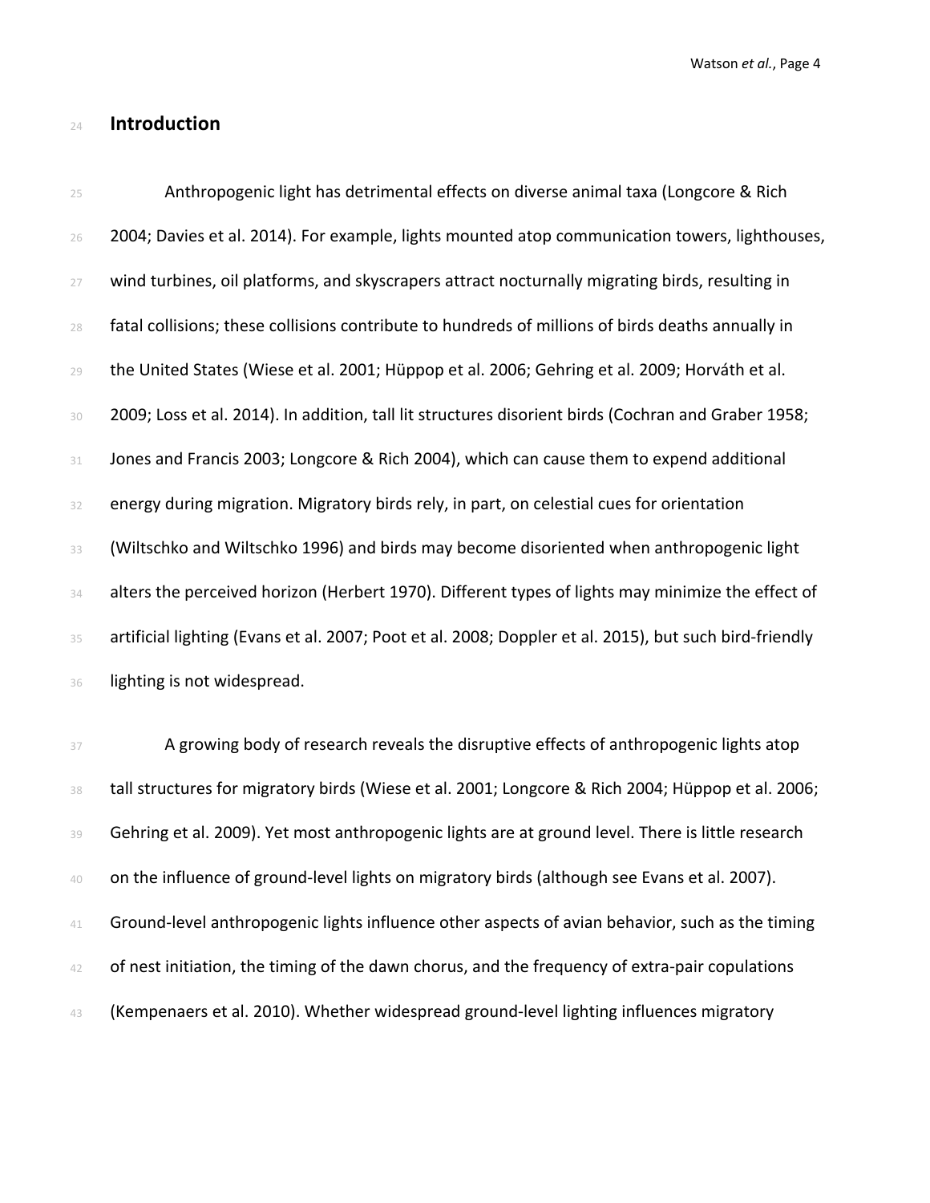## Introduction

Anthropogenic light has detrimental effects on diverse animal taxa (Longcore & Rich 2004; Davies et al. 2014). For example, lights mounted atop communication towers, lighthouses, wind turbines, oil platforms, and skyscrapers attract nocturnally migrating birds, resulting in fatal collisions; these collisions contribute to hundreds of millions of birds deaths annually in the United States (Wiese et al. 2001; Hüppop et al. 2006; Gehring et al. 2009; Horváth et al. 2009; Loss et al. 2014). In addition, tall lit structures disorient birds (Cochran and Graber 1958; Jones and Francis 2003; Longcore & Rich 2004), which can cause them to expend additional energy during migration. Migratory birds rely, in part, on celestial cues for orientation (Wiltschko and Wiltschko 1996) and birds may become disoriented when anthropogenic light alters the perceived horizon (Herbert 1970). Different types of lights may minimize the effect of artificial lighting (Evans et al. 2007; Poot et al. 2008; Doppler et al. 2015), but such bird-friendly lighting is not widespread.

A growing body of research reveals the disruptive effects of anthropogenic lights atop tall structures for migratory birds (Wiese et al. 2001; Longcore & Rich 2004; Hüppop et al. 2006; Gehring et al. 2009). Yet most anthropogenic lights are at ground level. There is little research on the influence of ground-level lights on migratory birds (although see Evans et al. 2007). Ground-level anthropogenic lights influence other aspects of avian behavior, such as the timing of nest initiation, the timing of the dawn chorus, and the frequency of extra-pair copulations (Kempenaers et al. 2010). Whether widespread ground-level lighting influences migratory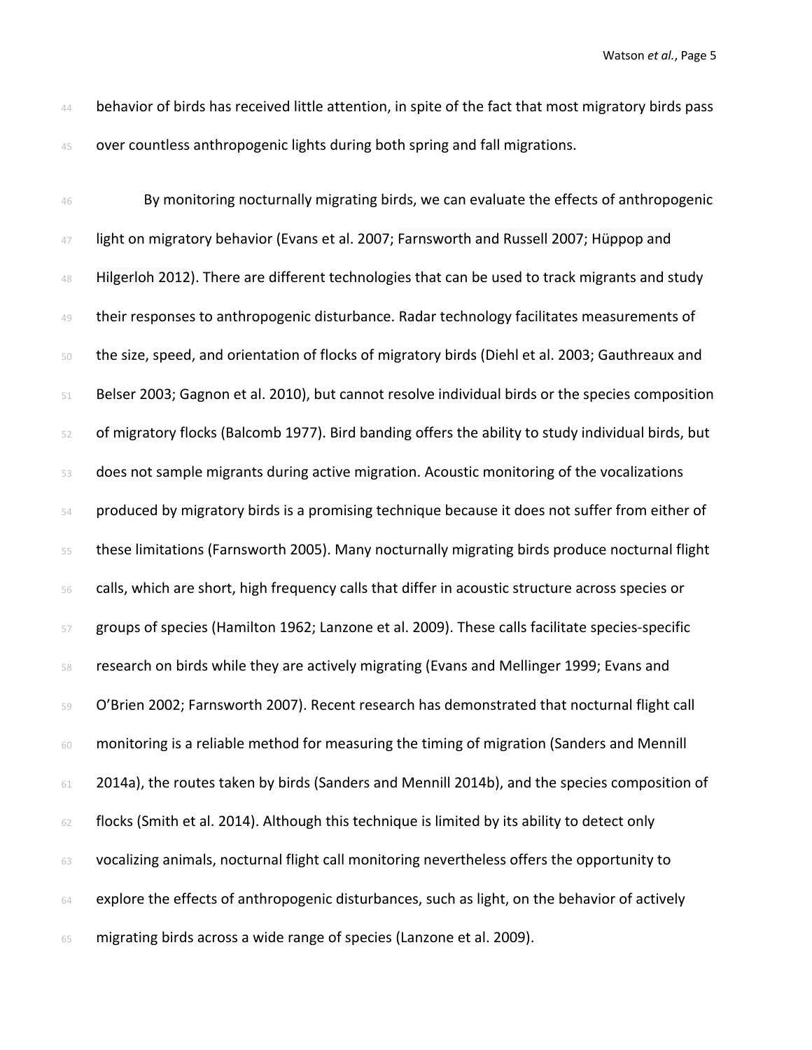behavior of birds has received little attention, in spite of the fact that most migratory birds pass over countless anthropogenic lights during both spring and fall migrations.

By monitoring nocturnally migrating birds, we can evaluate the effects of anthropogenic light on migratory behavior (Evans et al. 2007; Farnsworth and Russell 2007; Hüppop and Hilgerloh 2012). There are different technologies that can be used to track migrants and study their responses to anthropogenic disturbance. Radar technology facilitates measurements of the size, speed, and orientation of flocks of migratory birds (Diehl et al. 2003; Gauthreaux and Belser 2003; Gagnon et al. 2010), but cannot resolve individual birds or the species composition of migratory flocks (Balcomb 1977). Bird banding offers the ability to study individual birds, but does not sample migrants during active migration. Acoustic monitoring of the vocalizations produced by migratory birds is a promising technique because it does not suffer from either of these limitations (Farnsworth 2005). Many nocturnally migrating birds produce nocturnal flight calls, which are short, high frequency calls that differ in acoustic structure across species or groups of species (Hamilton 1962; Lanzone et al. 2009). These calls facilitate species-specific research on birds while they are actively migrating (Evans and Mellinger 1999; Evans and O'Brien 2002; Farnsworth 2007). Recent research has demonstrated that nocturnal flight call monitoring is a reliable method for measuring the timing of migration (Sanders and Mennill 2014a), the routes taken by birds (Sanders and Mennill 2014b), and the species composition of flocks (Smith et al. 2014). Although this technique is limited by its ability to detect only vocalizing animals, nocturnal flight call monitoring nevertheless offers the opportunity to explore the effects of anthropogenic disturbances, such as light, on the behavior of actively migrating birds across a wide range of species (Lanzone et al. 2009).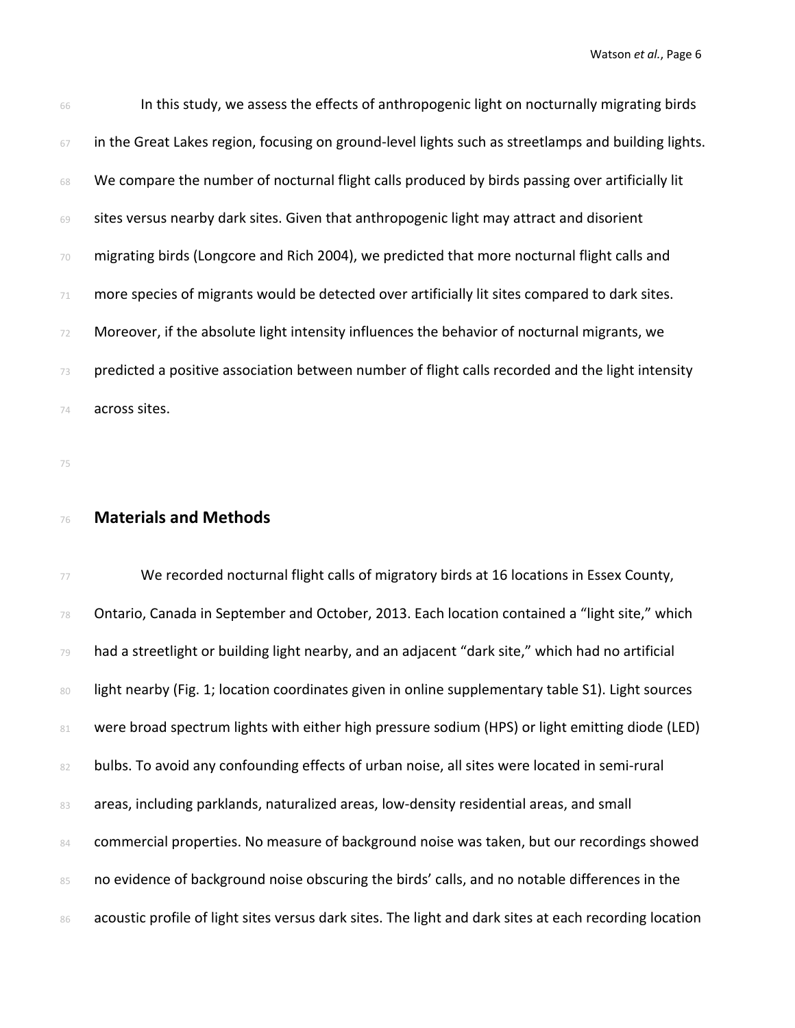In this study, we assess the effects of anthropogenic light on nocturnally migrating birds in the Great Lakes region, focusing on ground-level lights such as streetlamps and building lights. We compare the number of nocturnal flight calls produced by birds passing over artificially lit sites versus nearby dark sites. Given that anthropogenic light may attract and disorient migrating birds (Longcore and Rich 2004), we predicted that more nocturnal flight calls and more species of migrants would be detected over artificially lit sites compared to dark sites. Moreover, if the absolute light intensity influences the behavior of nocturnal migrants, we predicted a positive association between number of flight calls recorded and the light intensity across sites.

## Materials and Methods

We recorded nocturnal flight calls of migratory birds at 16 locations in Essex County, Ontario, Canada in September and October, 2013. Each location contained a "light site," which had a streetlight or building light nearby, and an adjacent "dark site," which had no artificial light nearby (Fig. 1; location coordinates given in online supplementary table S1). Light sources were broad spectrum lights with either high pressure sodium (HPS) or light emitting diode (LED) bulbs. To avoid any confounding effects of urban noise, all sites were located in semi-rural areas, including parklands, naturalized areas, low-density residential areas, and small commercial properties. No measure of background noise was taken, but our recordings showed no evidence of background noise obscuring the birds' calls, and no notable differences in the acoustic profile of light sites versus dark sites. The light and dark sites at each recording location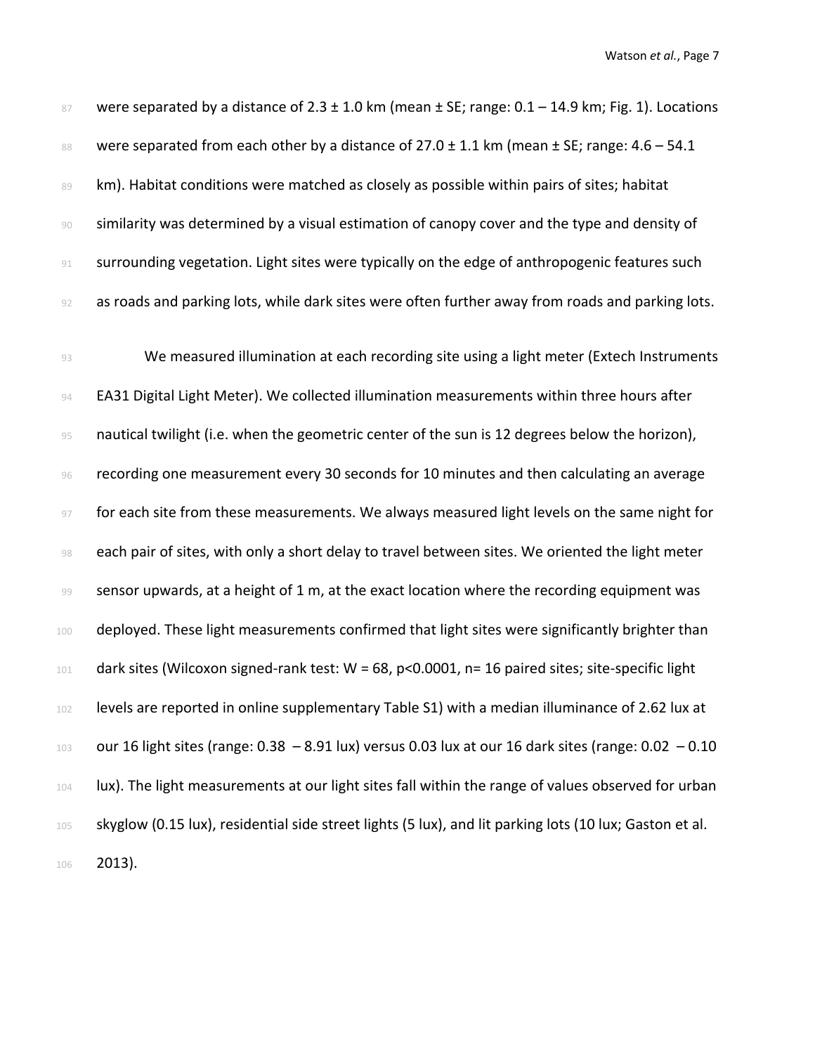were separated by a distance of 2.3 ± 1.0 km (mean ± SE; range: 0.1 – 14.9 km; Fig. 1). Locations were separated from each other by a distance of 27.0 ± 1.1 km (mean ± SE; range: 4.6 – 54.1 km). Habitat conditions were matched as closely as possible within pairs of sites; habitat similarity was determined by a visual estimation of canopy cover and the type and density of surrounding vegetation. Light sites were typically on the edge of anthropogenic features such as roads and parking lots, while dark sites were often further away from roads and parking lots.

We measured illumination at each recording site using a light meter (Extech Instruments EA31 Digital Light Meter). We collected illumination measurements within three hours after nautical twilight (i.e. when the geometric center of the sun is 12 degrees below the horizon), recording one measurement every 30 seconds for 10 minutes and then calculating an average for each site from these measurements. We always measured light levels on the same night for each pair of sites, with only a short delay to travel between sites. We oriented the light meter sensor upwards, at a height of 1 m, at the exact location where the recording equipment was deployed. These light measurements confirmed that light sites were significantly brighter than dark sites (Wilcoxon signed-rank test: $W = 68$, $p<0.0001$, $n= 16$ paired sites; site-specific light levels are reported in online supplementary Table S1) with a median illuminance of 2.62 lux at our 16 light sites (range: 0.38 – 8.91 lux) versus 0.03 lux at our 16 dark sites (range: 0.02 – 0.10 lux). The light measurements at our light sites fall within the range of values observed for urban skyglow (0.15 lux), residential side street lights (5 lux), and lit parking lots (10 lux; Gaston et al. 2013).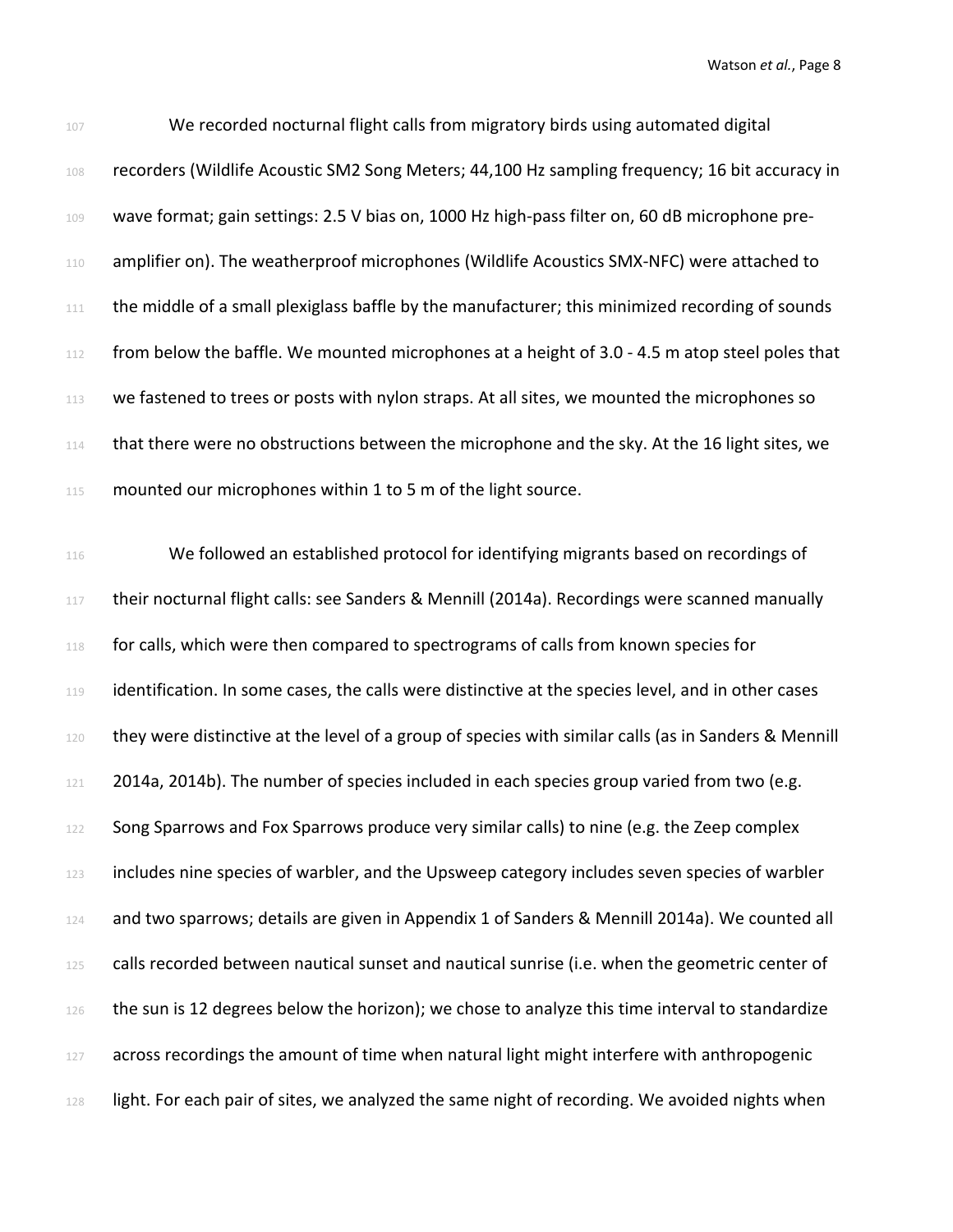We recorded nocturnal flight calls from migratory birds using automated digital recorders (Wildlife Acoustic SM2 Song Meters; 44,100 Hz sampling frequency; 16 bit accuracy in wave format; gain settings: 2.5 V bias on, 1000 Hz high-pass filter on, 60 dB microphone pre-amplifier on). The weatherproof microphones (Wildlife Acoustics SMX-NFC) were attached to the middle of a small plexiglass baffle by the manufacturer; this minimized recording of sounds from below the baffle. We mounted microphones at a height of 3.0 - 4.5 m atop steel poles that we fastened to trees or posts with nylon straps. At all sites, we mounted the microphones so that there were no obstructions between the microphone and the sky. At the 16 light sites, we mounted our microphones within 1 to 5 m of the light source.

We followed an established protocol for identifying migrants based on recordings of their nocturnal flight calls: see Sanders & Mennill (2014a). Recordings were scanned manually for calls, which were then compared to spectrograms of calls from known species for identification. In some cases, the calls were distinctive at the species level, and in other cases they were distinctive at the level of a group of species with similar calls (as in Sanders & Mennill 2014a, 2014b). The number of species included in each species group varied from two (e.g. Song Sparrows and Fox Sparrows produce very similar calls) to nine (e.g. the Zeep complex includes nine species of warbler, and the Upsweep category includes seven species of warbler and two sparrows; details are given in Appendix 1 of Sanders & Mennill 2014a). We counted all calls recorded between nautical sunset and nautical sunrise (i.e. when the geometric center of the sun is 12 degrees below the horizon); we chose to analyze this time interval to standardize across recordings the amount of time when natural light might interfere with anthropogenic light. For each pair of sites, we analyzed the same night of recording. We avoided nights when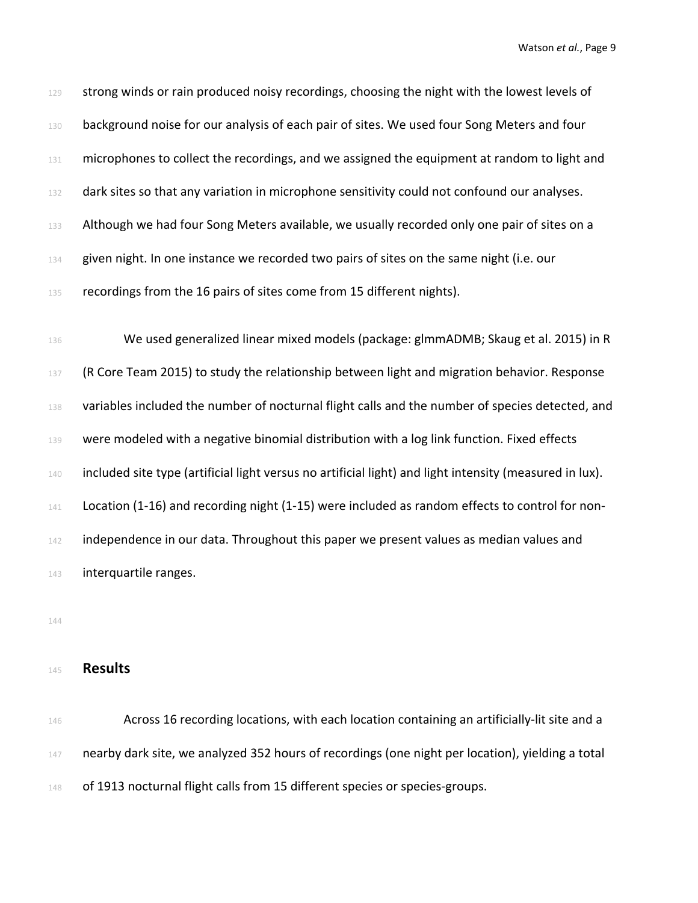strong winds or rain produced noisy recordings, choosing the night with the lowest levels of background noise for our analysis of each pair of sites. We used four Song Meters and four microphones to collect the recordings, and we assigned the equipment at random to light and dark sites so that any variation in microphone sensitivity could not confound our analyses. Although we had four Song Meters available, we usually recorded only one pair of sites on a given night. In one instance we recorded two pairs of sites on the same night (i.e. our recordings from the 16 pairs of sites come from 15 different nights).

We used generalized linear mixed models (package: glmmADMB; Skaug et al. 2015) in R (R Core Team 2015) to study the relationship between light and migration behavior. Response variables included the number of nocturnal flight calls and the number of species detected, and were modeled with a negative binomial distribution with a log link function. Fixed effects included site type (artificial light versus no artificial light) and light intensity (measured in lux). Location (1-16) and recording night (1-15) were included as random effects to control for non-independence in our data. Throughout this paper we present values as median values and interquartile ranges.

## Results

Across 16 recording locations, with each location containing an artificially-lit site and a nearby dark site, we analyzed 352 hours of recordings (one night per location), yielding a total of 1913 nocturnal flight calls from 15 different species or species-groups.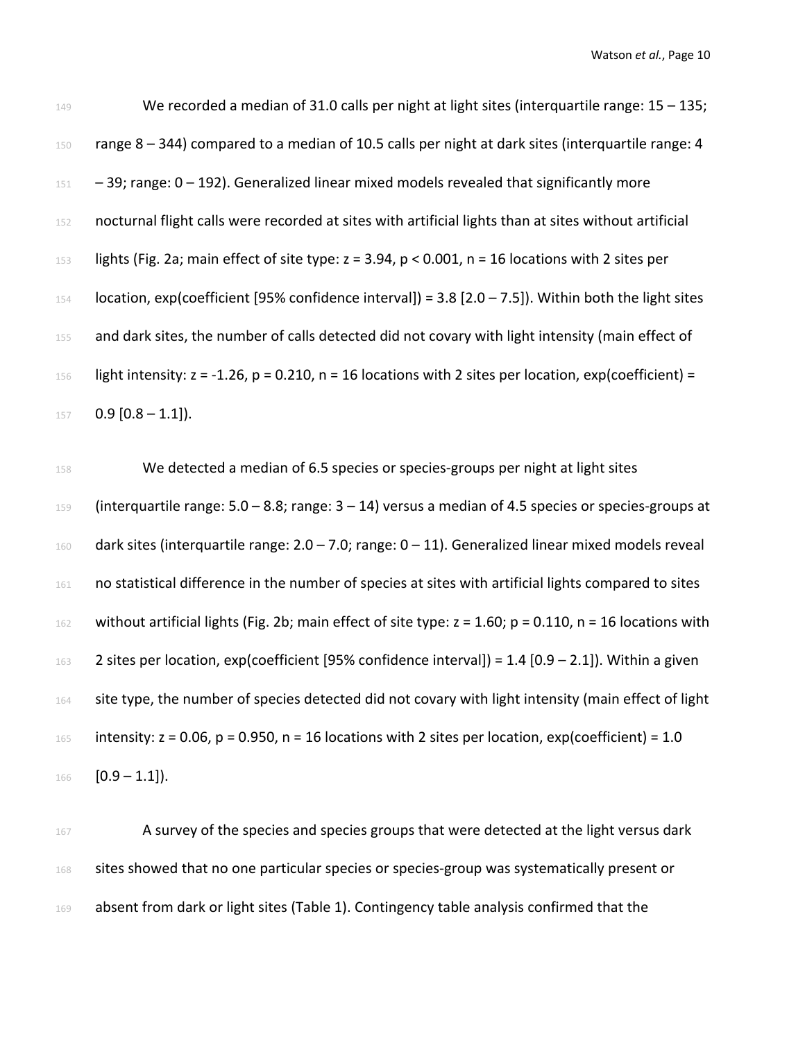We recorded a median of 31.0 calls per night at light sites (interquartile range: 15 – 135; range 8 – 344) compared to a median of 10.5 calls per night at dark sites (interquartile range: 4 – 39; range: 0 – 192). Generalized linear mixed models revealed that significantly more nocturnal flight calls were recorded at sites with artificial lights than at sites without artificial lights (Fig. 2a; main effect of site type: $z = 3.94$, $p < 0.001$, $n = 16$ locations with 2 sites per location, exp(coefficient [95% confidence interval]) = 3.8 [2.0 – 7.5]). Within both the light sites and dark sites, the number of calls detected did not covary with light intensity (main effect of light intensity: $z = -1.26$, $p = 0.210$, $n = 16$ locations with 2 sites per location, exp(coefficient) = 0.9 [0.8 – 1.1]).

We detected a median of 6.5 species or species-groups per night at light sites (interquartile range: 5.0 – 8.8; range: 3 – 14) versus a median of 4.5 species or species-groups at dark sites (interquartile range: 2.0 – 7.0; range: 0 – 11). Generalized linear mixed models reveal no statistical difference in the number of species at sites with artificial lights compared to sites without artificial lights (Fig. 2b; main effect of site type: $z = 1.60$; $p = 0.110$, $n = 16$ locations with 2 sites per location, exp(coefficient [95% confidence interval]) = 1.4 [0.9 – 2.1]). Within a given site type, the number of species detected did not covary with light intensity (main effect of light intensity: $z = 0.06$, $p = 0.950$, $n = 16$ locations with 2 sites per location, exp(coefficient) = 1.0 [0.9 – 1.1]).

A survey of the species and species groups that were detected at the light versus dark sites showed that no one particular species or species-group was systematically present or absent from dark or light sites (Table 1). Contingency table analysis confirmed that the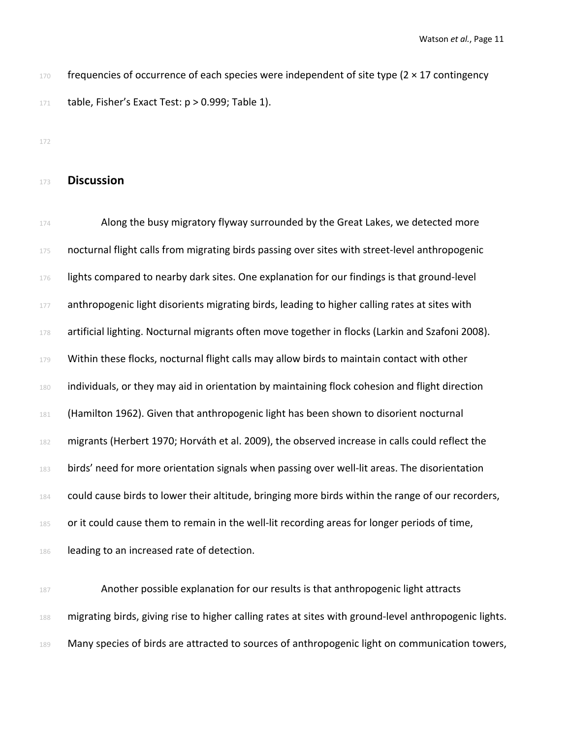frequencies of occurrence of each species were independent of site type (2 × 17 contingency table, Fisher's Exact Test: $p > 0.999$; Table 1).

## Discussion

Along the busy migratory flyway surrounded by the Great Lakes, we detected more nocturnal flight calls from migrating birds passing over sites with street-level anthropogenic lights compared to nearby dark sites. One explanation for our findings is that ground-level anthropogenic light disorients migrating birds, leading to higher calling rates at sites with artificial lighting. Nocturnal migrants often move together in flocks (Larkin and Szafoni 2008). Within these flocks, nocturnal flight calls may allow birds to maintain contact with other individuals, or they may aid in orientation by maintaining flock cohesion and flight direction (Hamilton 1962). Given that anthropogenic light has been shown to disorient nocturnal migrants (Herbert 1970; Horváth et al. 2009), the observed increase in calls could reflect the birds' need for more orientation signals when passing over well-lit areas. The disorientation could cause birds to lower their altitude, bringing more birds within the range of our recorders, or it could cause them to remain in the well-lit recording areas for longer periods of time, leading to an increased rate of detection.

Another possible explanation for our results is that anthropogenic light attracts migrating birds, giving rise to higher calling rates at sites with ground-level anthropogenic lights. Many species of birds are attracted to sources of anthropogenic light on communication towers,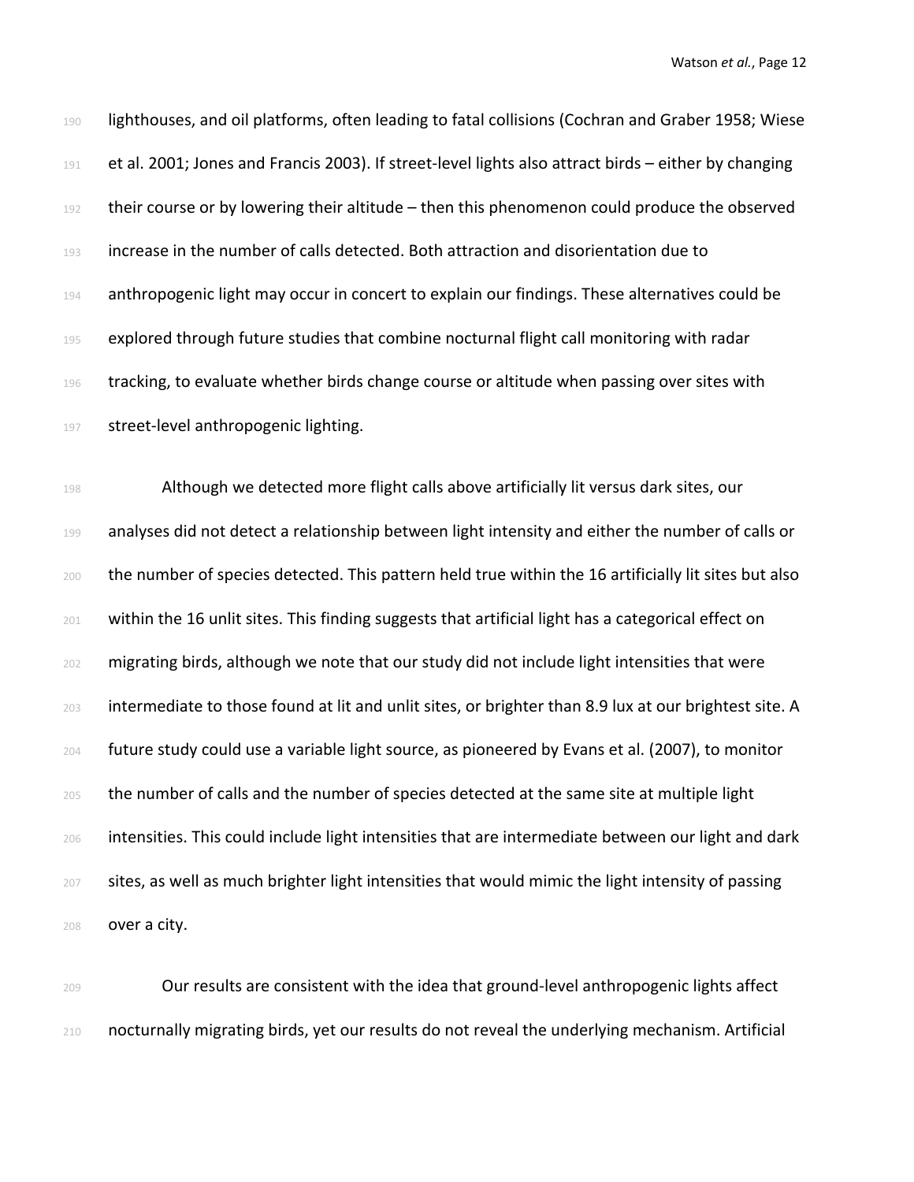lighthouses, and oil platforms, often leading to fatal collisions (Cochran and Graber 1958; Wiese et al. 2001; Jones and Francis 2003). If street-level lights also attract birds – either by changing their course or by lowering their altitude – then this phenomenon could produce the observed increase in the number of calls detected. Both attraction and disorientation due to anthropogenic light may occur in concert to explain our findings. These alternatives could be explored through future studies that combine nocturnal flight call monitoring with radar tracking, to evaluate whether birds change course or altitude when passing over sites with street-level anthropogenic lighting.

Although we detected more flight calls above artificially lit versus dark sites, our analyses did not detect a relationship between light intensity and either the number of calls or the number of species detected. This pattern held true within the 16 artificially lit sites but also within the 16 unlit sites. This finding suggests that artificial light has a categorical effect on migrating birds, although we note that our study did not include light intensities that were intermediate to those found at lit and unlit sites, or brighter than 8.9 lux at our brightest site. A future study could use a variable light source, as pioneered by Evans et al. (2007), to monitor the number of calls and the number of species detected at the same site at multiple light intensities. This could include light intensities that are intermediate between our light and dark sites, as well as much brighter light intensities that would mimic the light intensity of passing over a city.

Our results are consistent with the idea that ground-level anthropogenic lights affect nocturnally migrating birds, yet our results do not reveal the underlying mechanism. Artificial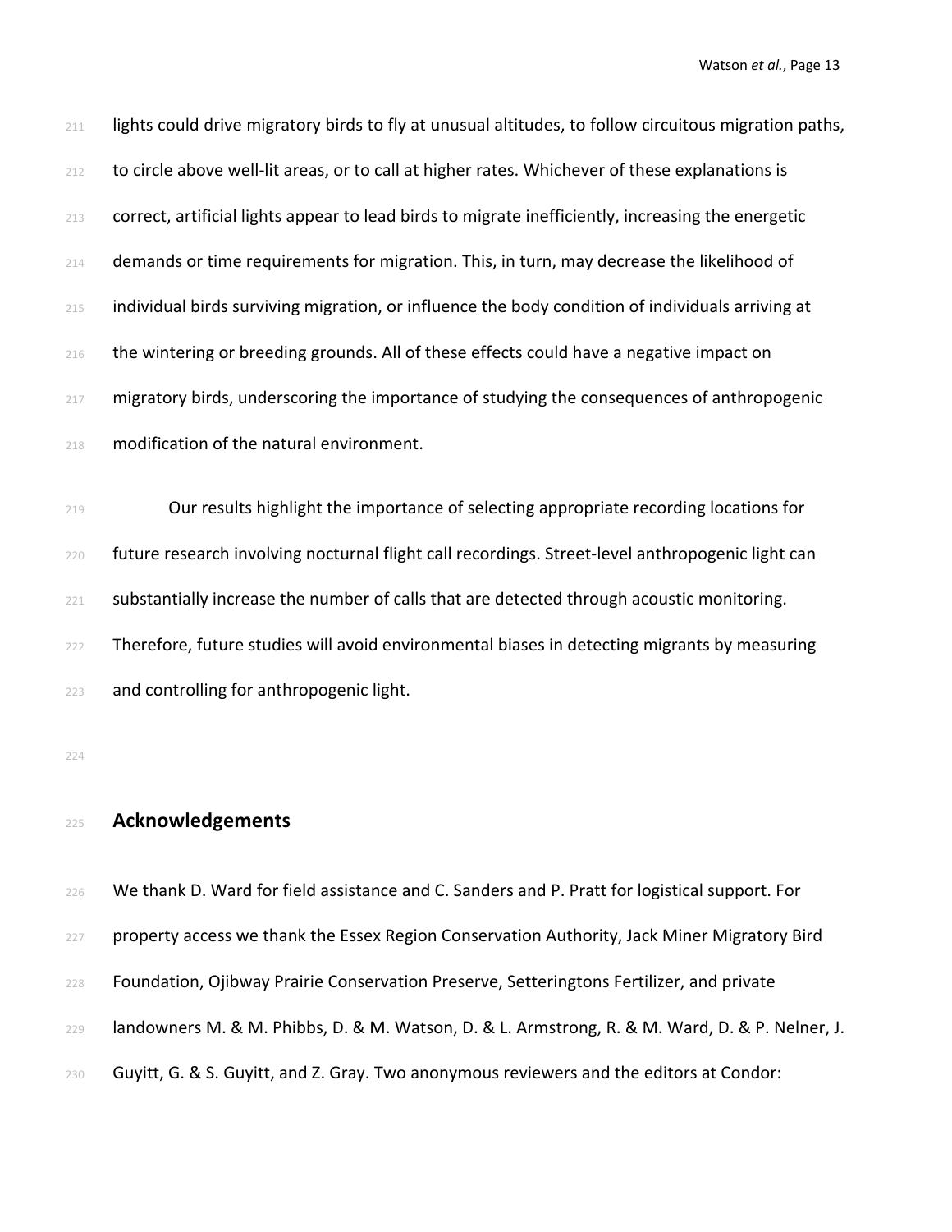lights could drive migratory birds to fly at unusual altitudes, to follow circuitous migration paths, to circle above well-lit areas, or to call at higher rates. Whichever of these explanations is correct, artificial lights appear to lead birds to migrate inefficiently, increasing the energetic demands or time requirements for migration. This, in turn, may decrease the likelihood of individual birds surviving migration, or influence the body condition of individuals arriving at the wintering or breeding grounds. All of these effects could have a negative impact on migratory birds, underscoring the importance of studying the consequences of anthropogenic modification of the natural environment.

Our results highlight the importance of selecting appropriate recording locations for future research involving nocturnal flight call recordings. Street-level anthropogenic light can substantially increase the number of calls that are detected through acoustic monitoring. Therefore, future studies will avoid environmental biases in detecting migrants by measuring and controlling for anthropogenic light.

## Acknowledgements

We thank D. Ward for field assistance and C. Sanders and P. Pratt for logistical support. For property access we thank the Essex Region Conservation Authority, Jack Miner Migratory Bird Foundation, Ojibway Prairie Conservation Preserve, Setteringtons Fertilizer, and private landowners M. & M. Phibbs, D. & M. Watson, D. & L. Armstrong, R. & M. Ward, D. & P. Nelner, J. Guyitt, G. & S. Guyitt, and Z. Gray. Two anonymous reviewers and the editors at Condor: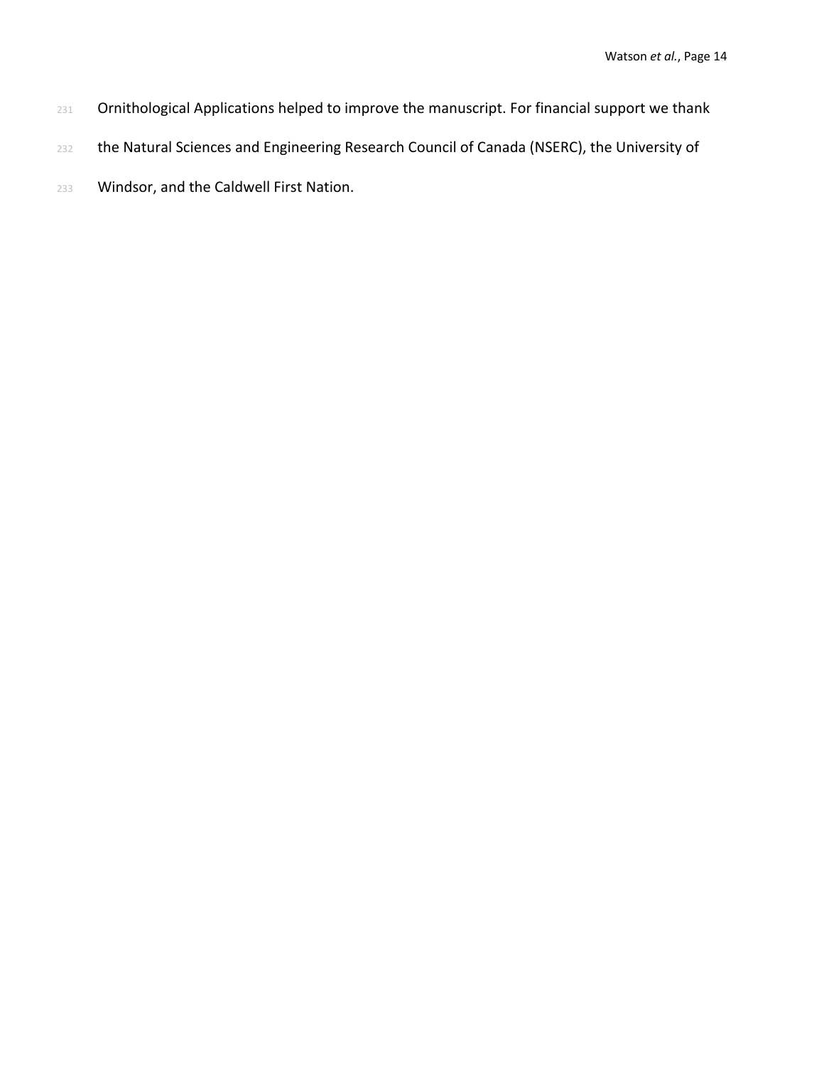Ornithological Applications helped to improve the manuscript. For financial support we thank the Natural Sciences and Engineering Research Council of Canada (NSERC), the University of Windsor, and the Caldwell First Nation.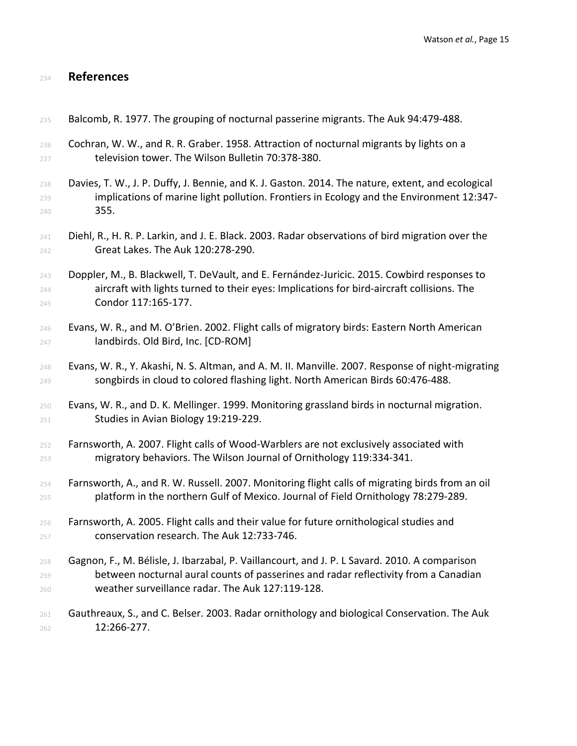## References

Balcomb, R. 1977. The grouping of nocturnal passerine migrants. The Auk 94:479-488.

Cochran, W. W., and R. R. Graber. 1958. Attraction of nocturnal migrants by lights on a television tower. The Wilson Bulletin 70:378-380.

Davies, T. W., J. P. Duffy, J. Bennie, and K. J. Gaston. 2014. The nature, extent, and ecological implications of marine light pollution. Frontiers in Ecology and the Environment 12:347-355.

Diehl, R., H. R. P. Larkin, and J. E. Black. 2003. Radar observations of bird migration over the Great Lakes. The Auk 120:278-290.

Doppler, M., B. Blackwell, T. DeVault, and E. Fernández-Juricic. 2015. Cowbird responses to aircraft with lights turned to their eyes: Implications for bird-aircraft collisions. The Condor 117:165-177.

Evans, W. R., and M. O'Brien. 2002. Flight calls of migratory birds: Eastern North American landbirds. Old Bird, Inc. [CD-ROM]

Evans, W. R., Y. Akashi, N. S. Altman, and A. M. II. Manville. 2007. Response of night-migrating songbirds in cloud to colored flashing light. North American Birds 60:476-488.

Evans, W. R., and D. K. Mellinger. 1999. Monitoring grassland birds in nocturnal migration. Studies in Avian Biology 19:219-229.

Farnsworth, A. 2007. Flight calls of Wood-Warblers are not exclusively associated with migratory behaviors. The Wilson Journal of Ornithology 119:334-341.

Farnsworth, A., and R. W. Russell. 2007. Monitoring flight calls of migrating birds from an oil platform in the northern Gulf of Mexico. Journal of Field Ornithology 78:279-289.

Farnsworth, A. 2005. Flight calls and their value for future ornithological studies and conservation research. The Auk 12:733-746.

Gagnon, F., M. Bélisle, J. Ibarzabal, P. Vaillancourt, and J. P. L Savard. 2010. A comparison between nocturnal aural counts of passerines and radar reflectivity from a Canadian weather surveillance radar. The Auk 127:119-128.

Gauthreaux, S., and C. Belser. 2003. Radar ornithology and biological Conservation. The Auk 12:266-277.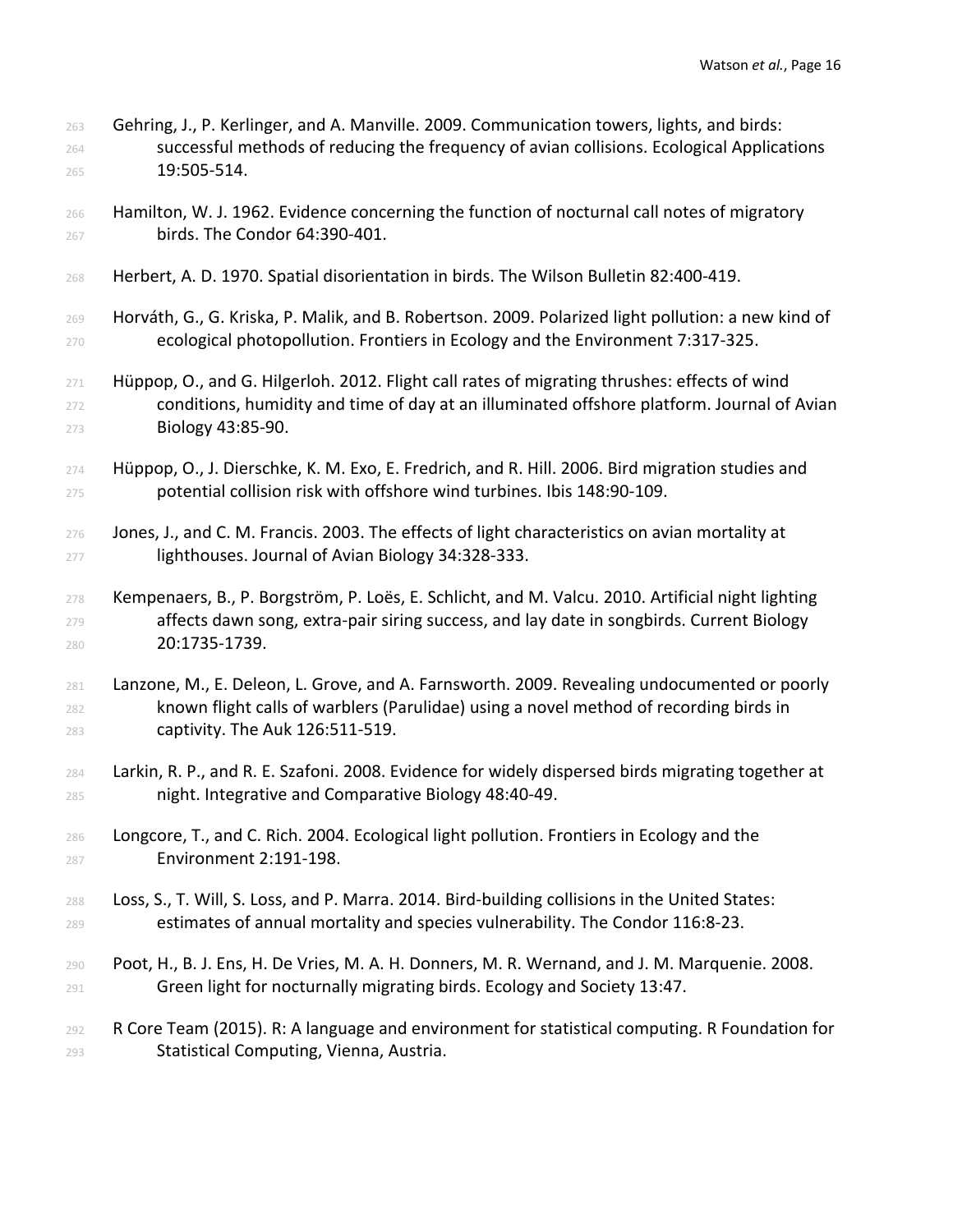Gehring, J., P. Kerlinger, and A. Manville. 2009. Communication towers, lights, and birds: successful methods of reducing the frequency of avian collisions. Ecological Applications 19:505-514.

Hamilton, W. J. 1962. Evidence concerning the function of nocturnal call notes of migratory birds. The Condor 64:390-401.

Herbert, A. D. 1970. Spatial disorientation in birds. The Wilson Bulletin 82:400-419.

Horváth, G., G. Kriska, P. Malik, and B. Robertson. 2009. Polarized light pollution: a new kind of ecological photopollution. Frontiers in Ecology and the Environment 7:317-325.

Hüppop, O., and G. Hilgerloh. 2012. Flight call rates of migrating thrushes: effects of wind conditions, humidity and time of day at an illuminated offshore platform. Journal of Avian Biology 43:85-90.

Hüppop, O., J. Dierschke, K. M. Exo, E. Fredrich, and R. Hill. 2006. Bird migration studies and potential collision risk with offshore wind turbines. Ibis 148:90-109.

Jones, J., and C. M. Francis. 2003. The effects of light characteristics on avian mortality at lighthouses. Journal of Avian Biology 34:328-333.

Kempenaers, B., P. Borgström, P. Loës, E. Schlicht, and M. Valcu. 2010. Artificial night lighting affects dawn song, extra-pair siring success, and lay date in songbirds. Current Biology 20:1735-1739.

Lanzone, M., E. Deleon, L. Grove, and A. Farnsworth. 2009. Revealing undocumented or poorly known flight calls of warblers (Parulidae) using a novel method of recording birds in captivity. The Auk 126:511-519.

Larkin, R. P., and R. E. Szafoni. 2008. Evidence for widely dispersed birds migrating together at night. Integrative and Comparative Biology 48:40-49.

Longcore, T., and C. Rich. 2004. Ecological light pollution. Frontiers in Ecology and the Environment 2:191-198.

Loss, S., T. Will, S. Loss, and P. Marra. 2014. Bird-building collisions in the United States: estimates of annual mortality and species vulnerability. The Condor 116:8-23.

Poot, H., B. J. Ens, H. De Vries, M. A. H. Donners, M. R. Wernand, and J. M. Marquenie. 2008. Green light for nocturnally migrating birds. Ecology and Society 13:47.

R Core Team (2015). R: A language and environment for statistical computing. R Foundation for Statistical Computing, Vienna, Austria.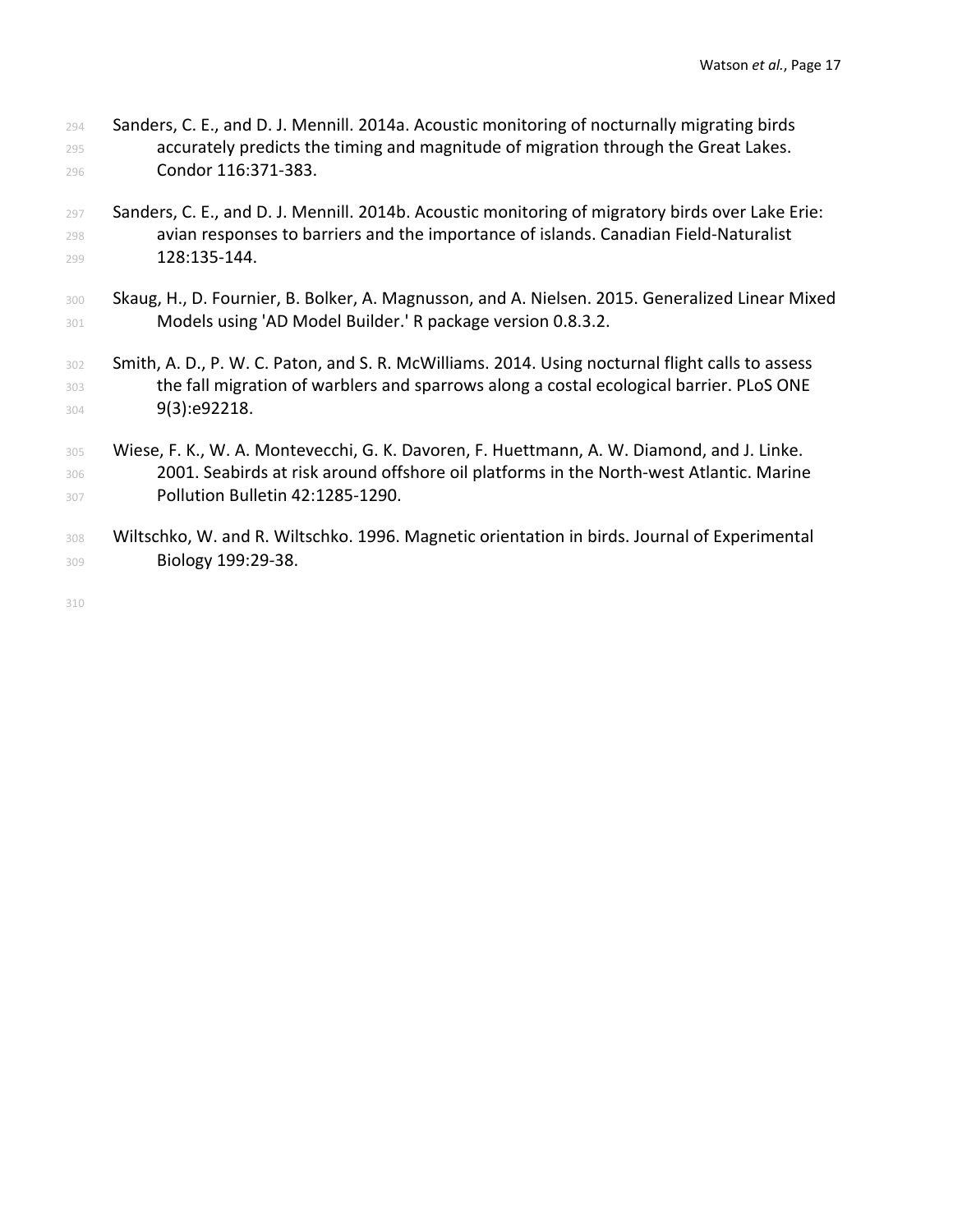Sanders, C. E., and D. J. Mennill. 2014a. Acoustic monitoring of nocturnally migrating birds accurately predicts the timing and magnitude of migration through the Great Lakes. Condor 116:371-383.

Sanders, C. E., and D. J. Mennill. 2014b. Acoustic monitoring of migratory birds over Lake Erie: avian responses to barriers and the importance of islands. Canadian Field-Naturalist 128:135-144.

Skaug, H., D. Fournier, B. Bolker, A. Magnusson, and A. Nielsen. 2015. Generalized Linear Mixed Models using 'AD Model Builder.' R package version 0.8.3.2.

Smith, A. D., P. W. C. Paton, and S. R. McWilliams. 2014. Using nocturnal flight calls to assess the fall migration of warblers and sparrows along a costal ecological barrier. PLoS ONE 9(3):e92218.

Wiese, F. K., W. A. Montevecchi, G. K. Davoren, F. Huettmann, A. W. Diamond, and J. Linke. 2001. Seabirds at risk around offshore oil platforms in the North-west Atlantic. Marine Pollution Bulletin 42:1285-1290.

Wiltschko, W. and R. Wiltschko. 1996. Magnetic orientation in birds. Journal of Experimental Biology 199:29-38.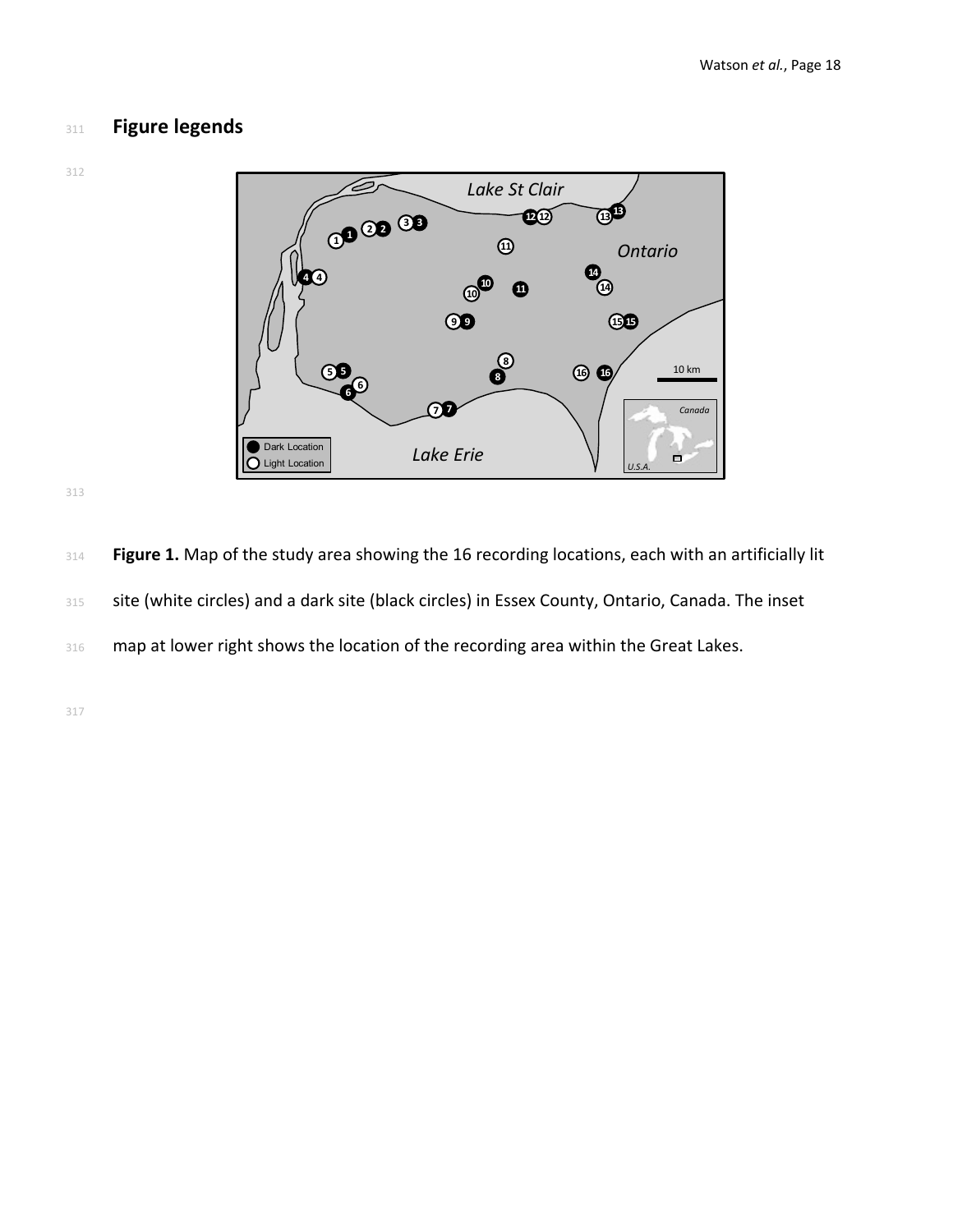## Figure legends

**Figure 1.** Map of the study area showing the 16 recording locations, each with an artificially lit site (white circles) and a dark site (black circles) in Essex County, Ontario, Canada. The inset map at lower right shows the location of the recording area within the Great Lakes.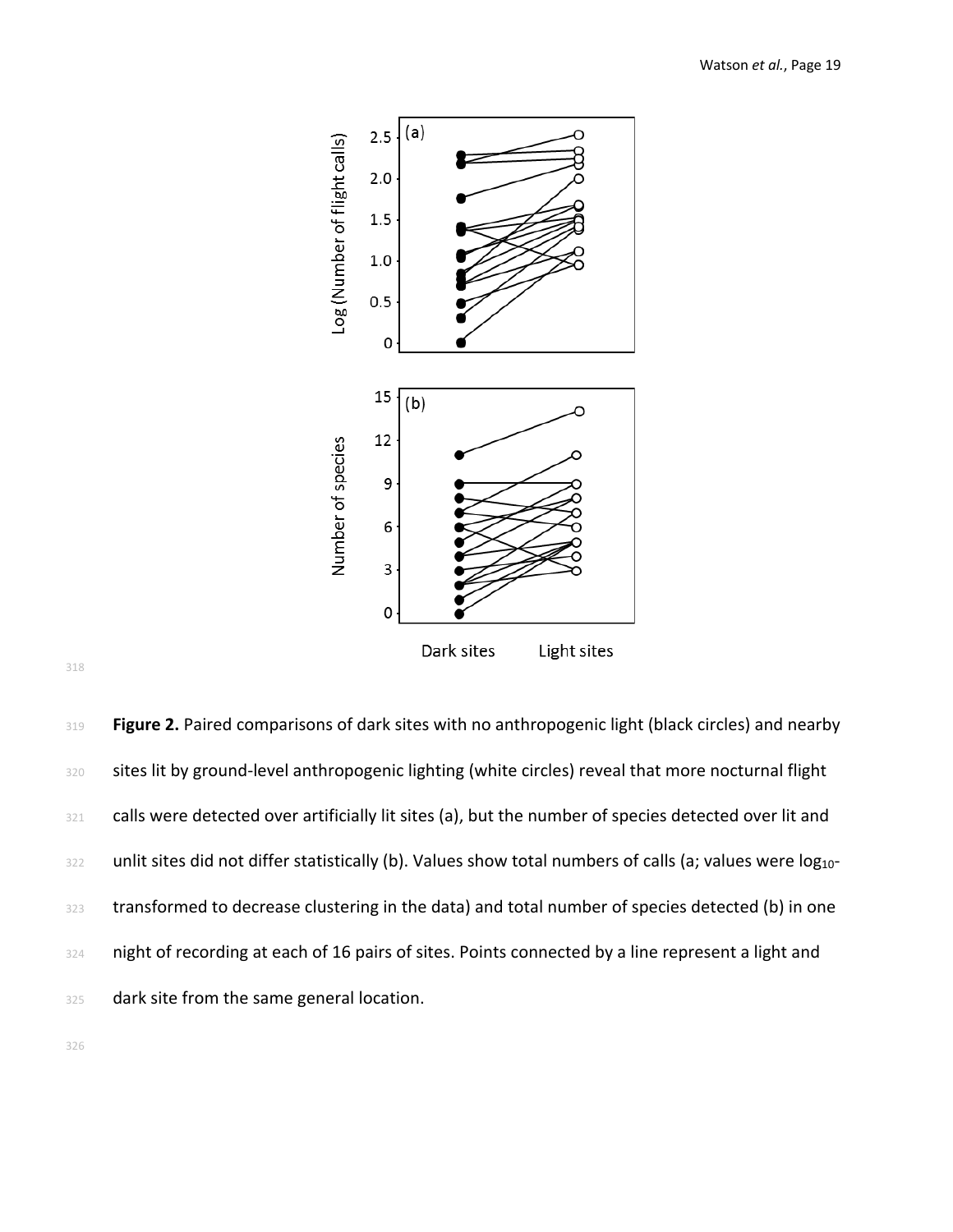**Figure 2.** Paired comparisons of dark sites with no anthropogenic light (black circles) and nearby sites lit by ground-level anthropogenic lighting (white circles) reveal that more nocturnal flight calls were detected over artificially lit sites (a), but the number of species detected over lit and unlit sites did not differ statistically (b). Values show total numbers of calls (a; values were $\log_{10}$-transformed to decrease clustering in the data) and total number of species detected (b) in one night of recording at each of 16 pairs of sites. Points connected by a line represent a light and dark site from the same general location.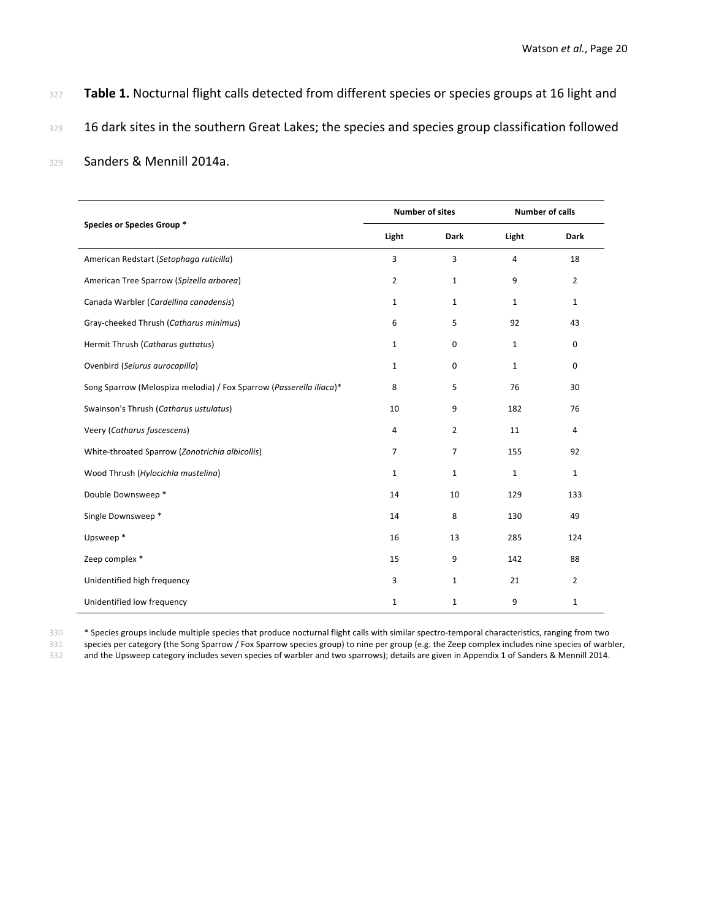**Table 1.** Nocturnal flight calls detected from different species or species groups at 16 light and 16 dark sites in the southern Great Lakes; the species and species group classification followed Sanders & Mennill 2014a.

| Species or Species Group * | Number of sites | | Number of calls | |
|---|---|---|---|---|
| | Light | Dark | Light | Dark |
| American Redstart (*Setophaga ruticilla*) | 3 | 3 | 4 | 18 |
| American Tree Sparrow (*Spizella arborea*) | 2 | 1 | 9 | 2 |
| Canada Warbler (*Cardellina canadensis*) | 1 | 1 | 1 | 1 |
| Gray-cheeked Thrush (*Catharus minimus*) | 6 | 5 | 92 | 43 |
| Hermit Thrush (*Catharus guttatus*) | 1 | 0 | 1 | 0 |
| Ovenbird (*Seiurus aurocapilla*) | 1 | 0 | 1 | 0 |
| Song Sparrow (Melospiza melodia) / Fox Sparrow (*Passerella iliaca*)* | 8 | 5 | 76 | 30 |
| Swainson's Thrush (*Catharus ustulatus*) | 10 | 9 | 182 | 76 |
| Veery (*Catharus fuscescens*) | 4 | 2 | 11 | 4 |
| White-throated Sparrow (*Zonotrichia albicollis*) | 7 | 7 | 155 | 92 |
| Wood Thrush (*Hylocichla mustelina*) | 1 | 1 | 1 | 1 |
| Double Downsweep * | 14 | 10 | 129 | 133 |
| Single Downsweep * | 14 | 8 | 130 | 49 |
| Upsweep * | 16 | 13 | 285 | 124 |
| Zeep complex * | 15 | 9 | 142 | 88 |
| Unidentified high frequency | 3 | 1 | 21 | 2 |
| Unidentified low frequency | 1 | 1 | 9 | 1 |

* Species groups include multiple species that produce nocturnal flight calls with similar spectro-temporal characteristics, ranging from two species per category (the Song Sparrow / Fox Sparrow species group) to nine per group (e.g. the Zeep complex includes nine species of warbler, and the Upsweep category includes seven species of warbler and two sparrows); details are given in Appendix 1 of Sanders & Mennill 2014.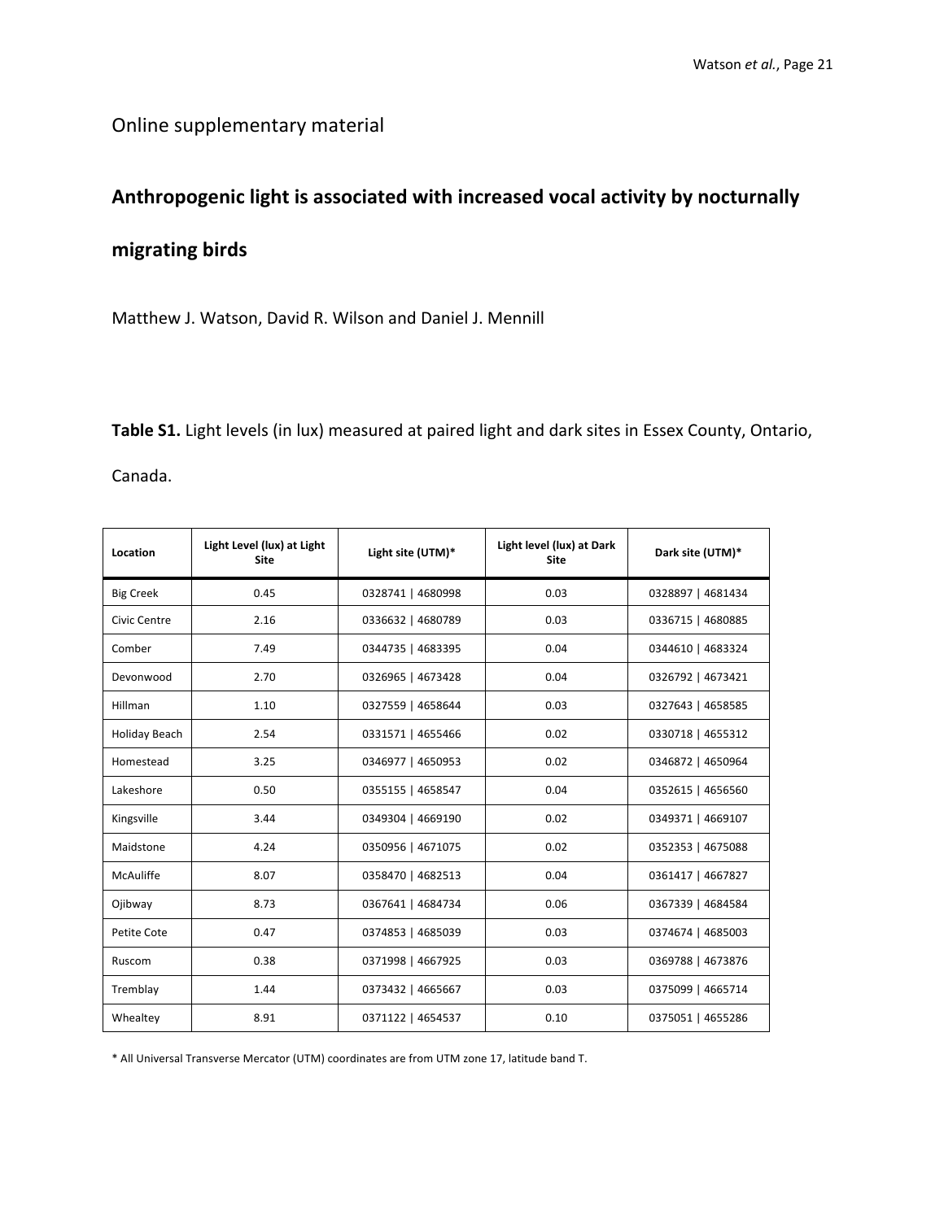Online supplementary material

# Anthropogenic light is associated with increased vocal activity by nocturnally migrating birds

Matthew J. Watson, David R. Wilson and Daniel J. Mennill

**Table S1.** Light levels (in lux) measured at paired light and dark sites in Essex County, Ontario, Canada.

| Location | Light Level (lux) at Light Site | Light site (UTM)* | Light level (lux) at Dark Site | Dark site (UTM)* |
|---|---|---|---|---|
| Big Creek | 0.45 | 0328741 \| 4680998 | 0.03 | 0328897 \| 4681434 |
| Civic Centre | 2.16 | 0336632 \| 4680789 | 0.03 | 0336715 \| 4680885 |
| Comber | 7.49 | 0344735 \| 4683395 | 0.04 | 0344610 \| 4683324 |
| Devonwood | 2.70 | 0326965 \| 4673428 | 0.04 | 0326792 \| 4673421 |
| Hillman | 1.10 | 0327559 \| 4658644 | 0.03 | 0327643 \| 4658585 |
| Holiday Beach | 2.54 | 0331571 \| 4655466 | 0.02 | 0330718 \| 4655312 |
| Homestead | 3.25 | 0346977 \| 4650953 | 0.02 | 0346872 \| 4650964 |
| Lakeshore | 0.50 | 0355155 \| 4658547 | 0.04 | 0352615 \| 4656560 |
| Kingsville | 3.44 | 0349304 \| 4669190 | 0.02 | 0349371 \| 4669107 |
| Maidstone | 4.24 | 0350956 \| 4671075 | 0.02 | 0352353 \| 4675088 |
| McAuliffe | 8.07 | 0358470 \| 4682513 | 0.04 | 0361417 \| 4667827 |
| Ojibway | 8.73 | 0367641 \| 4684734 | 0.06 | 0367339 \| 4684584 |
| Petite Cote | 0.47 | 0374853 \| 4685039 | 0.03 | 0374674 \| 4685003 |
| Ruscom | 0.38 | 0371998 \| 4667925 | 0.03 | 0369788 \| 4673876 |
| Tremblay | 1.44 | 0373432 \| 4665667 | 0.03 | 0375099 \| 4665714 |
| Whealtey | 8.91 | 0371122 \| 4654537 | 0.10 | 0375051 \| 4655286 |

\* All Universal Transverse Mercator (UTM) coordinates are from UTM zone 17, latitude band T.